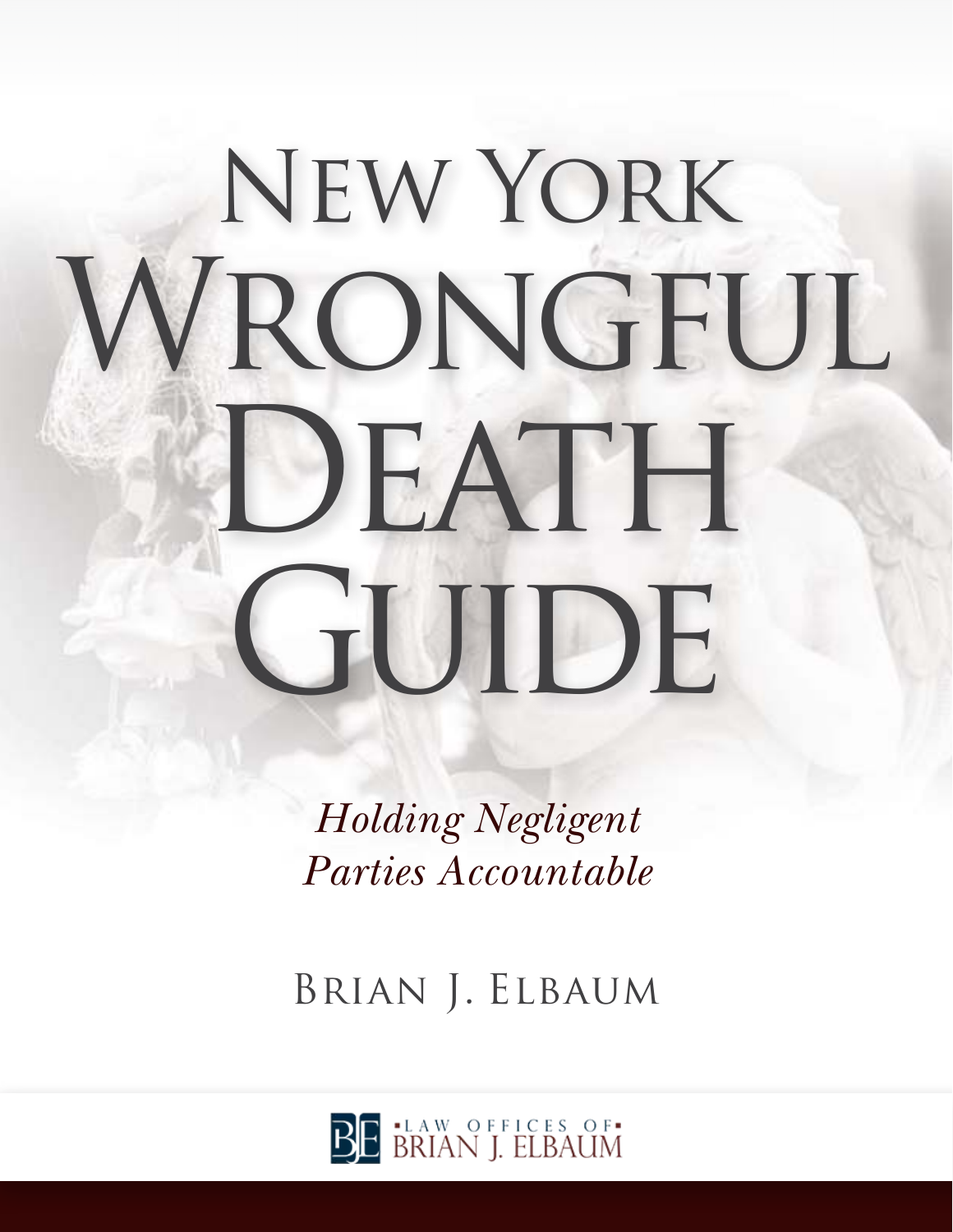# New York Wrongful Death Guide

*Holding Negligent Parties Accountable*

Brian J. Elbaum

Law Offices of Brian J. Elbaum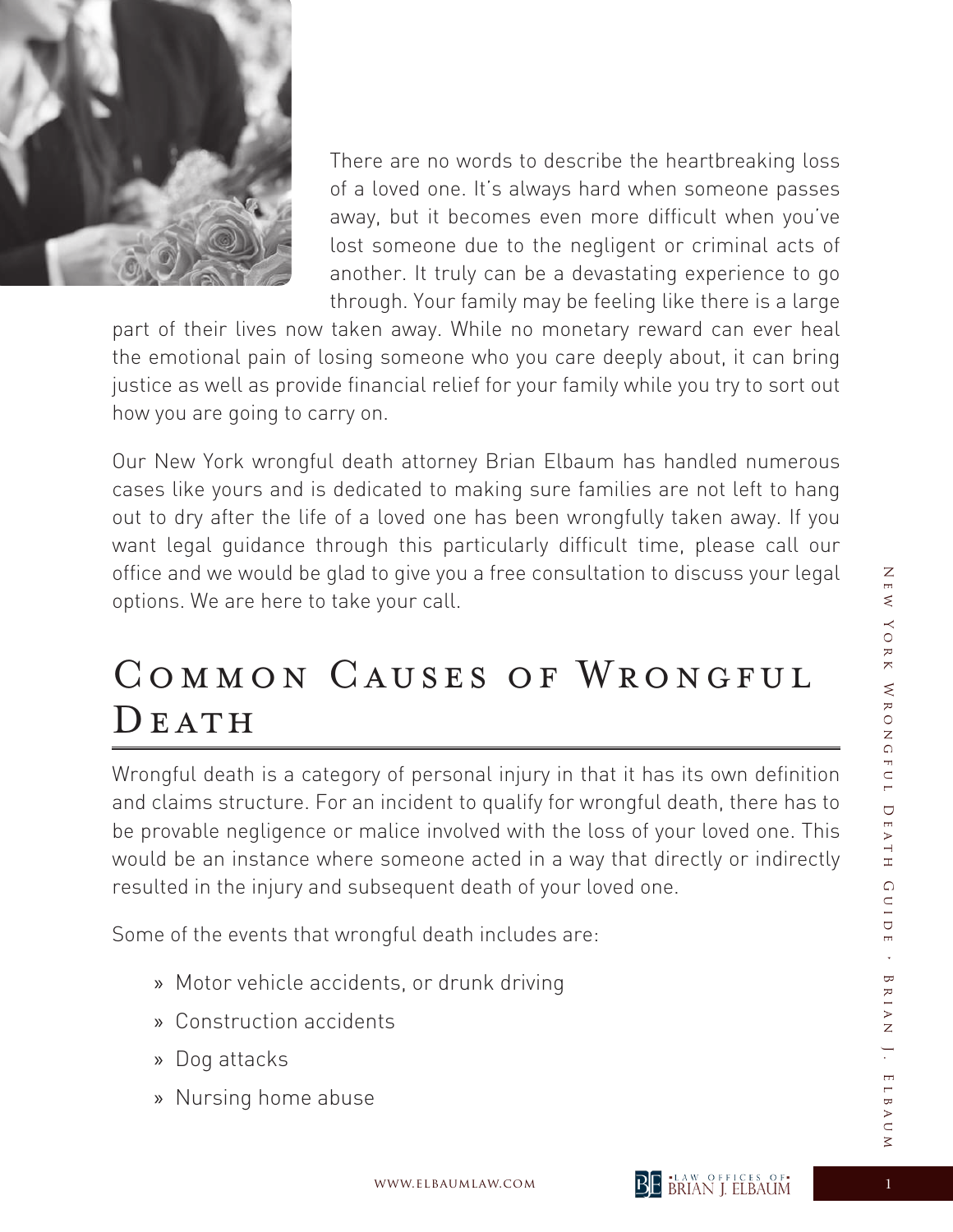There are no words to describe the heartbreaking loss of a loved one. It's always hard when someone passes away, but it becomes even more difficult when you've lost someone due to the negligent or criminal acts of another. It truly can be a devastating experience to go through. Your family may be feeling like there is a large part of their lives now taken away. While no monetary reward can ever heal the emotional pain of losing someone who you care deeply about, it can bring justice as well as provide financial relief for your family while you try to sort out how you are going to carry on.

Our New York wrongful death attorney Brian Elbaum has handled numerous cases like yours and is dedicated to making sure families are not left to hang out to dry after the life of a loved one has been wrongfully taken away. If you want legal guidance through this particularly difficult time, please call our office and we would be glad to give you a free consultation to discuss your legal options. We are here to take your call.

# Common Causes of Wrongful Death

Wrongful death is a category of personal injury in that it has its own definition and claims structure. For an incident to qualify for wrongful death, there has to be provable negligence or malice involved with the loss of your loved one. This would be an instance where someone acted in a way that directly or indirectly resulted in the injury and subsequent death of your loved one.

Some of the events that wrongful death includes are:

- Motor vehicle accidents, or drunk driving
- Construction accidents
- Dog attacks
- Nursing home abuse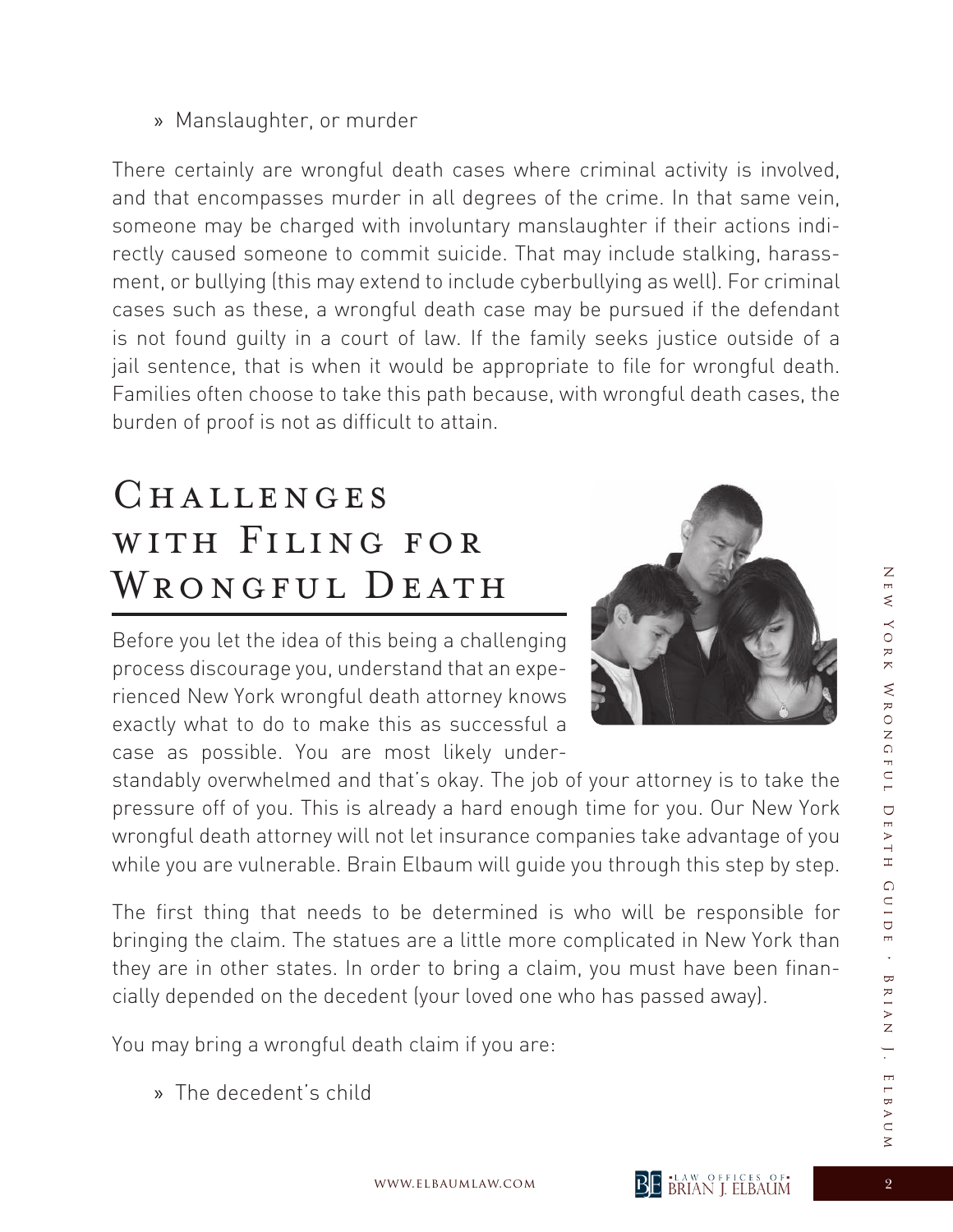» Manslaughter, or murder

There certainly are wrongful death cases where criminal activity is involved, and that encompasses murder in all degrees of the crime. In that same vein, someone may be charged with involuntary manslaughter if their actions indirectly caused someone to commit suicide. That may include stalking, harassment, or bullying (this may extend to include cyberbullying as well). For criminal cases such as these, a wrongful death case may be pursued if the defendant is not found guilty in a court of law. If the family seeks justice outside of a jail sentence, that is when it would be appropriate to file for wrongful death. Families often choose to take this path because, with wrongful death cases, the burden of proof is not as difficult to attain.

## Challenges with Filing for Wrongful Death

Before you let the idea of this being a challenging process discourage you, understand that an experienced New York wrongful death attorney knows exactly what to do to make this as successful a case as possible. You are most likely understandably overwhelmed and that's okay. The job of your attorney is to take the pressure off of you. This is already a hard enough time for you. Our New York wrongful death attorney will not let insurance companies take advantage of you while you are vulnerable. Brain Elbaum will guide you through this step by step.

The first thing that needs to be determined is who will be responsible for bringing the claim. The statues are a little more complicated in New York than they are in other states. In order to bring a claim, you must have been financially depended on the decedent (your loved one who has passed away).

You may bring a wrongful death claim if you are:

» The decedent's child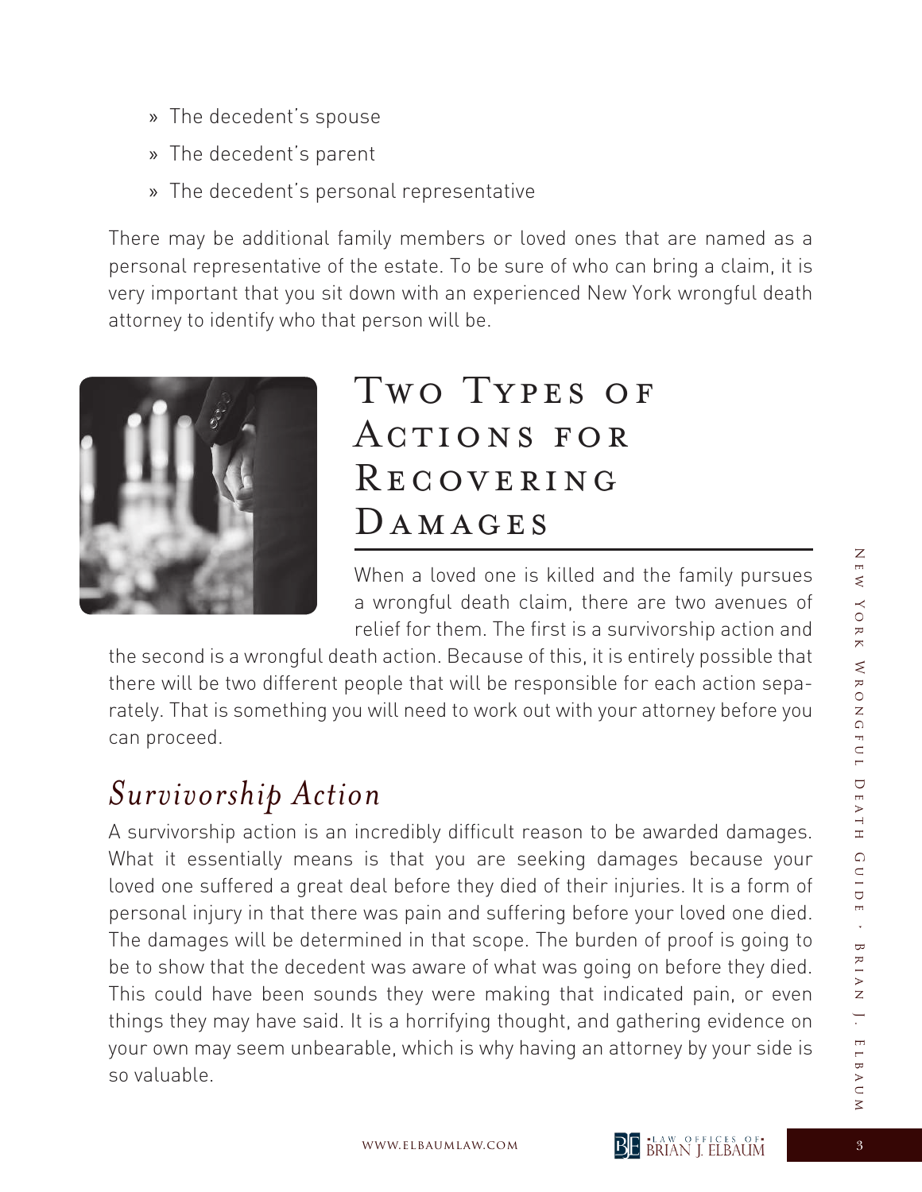- The decedent's spouse
- The decedent's parent
- The decedent's personal representative

There may be additional family members or loved ones that are named as a personal representative of the estate. To be sure of who can bring a claim, it is very important that you sit down with an experienced New York wrongful death attorney to identify who that person will be.

# Two Types of Actions for Recovering Damages

When a loved one is killed and the family pursues a wrongful death claim, there are two avenues of relief for them. The first is a survivorship action and the second is a wrongful death action. Because of this, it is entirely possible that there will be two different people that will be responsible for each action separately. That is something you will need to work out with your attorney before you can proceed.

## *Survivorship Action*

A survivorship action is an incredibly difficult reason to be awarded damages. What it essentially means is that you are seeking damages because your loved one suffered a great deal before they died of their injuries. It is a form of personal injury in that there was pain and suffering before your loved one died. The damages will be determined in that scope. The burden of proof is going to be to show that the decedent was aware of what was going on before they died. This could have been sounds they were making that indicated pain, or even things they may have said. It is a horrifying thought, and gathering evidence on your own may seem unbearable, which is why having an attorney by your side is so valuable.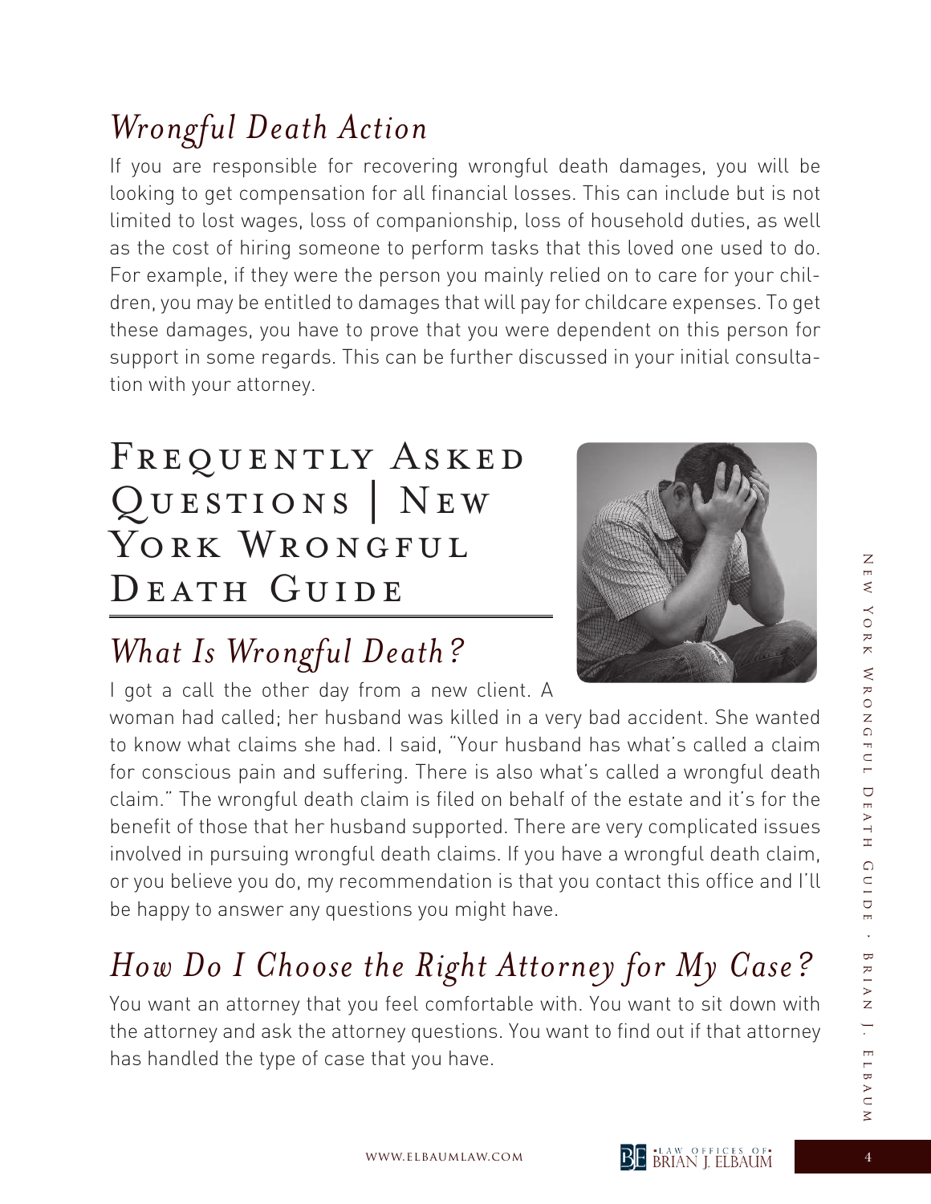## *Wrongful Death Action*

If you are responsible for recovering wrongful death damages, you will be looking to get compensation for all financial losses. This can include but is not limited to lost wages, loss of companionship, loss of household duties, as well as the cost of hiring someone to perform tasks that this loved one used to do. For example, if they were the person you mainly relied on to care for your children, you may be entitled to damages that will pay for childcare expenses. To get these damages, you have to prove that you were dependent on this person for support in some regards. This can be further discussed in your initial consultation with your attorney.

# Frequently Asked Questions | New York Wrongful Death Guide

## *What Is Wrongful Death?*

I got a call the other day from a new client. A woman had called; her husband was killed in a very bad accident. She wanted to know what claims she had. I said, "Your husband has what's called a claim for conscious pain and suffering. There is also what's called a wrongful death claim." The wrongful death claim is filed on behalf of the estate and it's for the benefit of those that her husband supported. There are very complicated issues involved in pursuing wrongful death claims. If you have a wrongful death claim, or you believe you do, my recommendation is that you contact this office and I'll be happy to answer any questions you might have.

## *How Do I Choose the Right Attorney for My Case?*

You want an attorney that you feel comfortable with. You want to sit down with the attorney and ask the attorney questions. You want to find out if that attorney has handled the type of case that you have.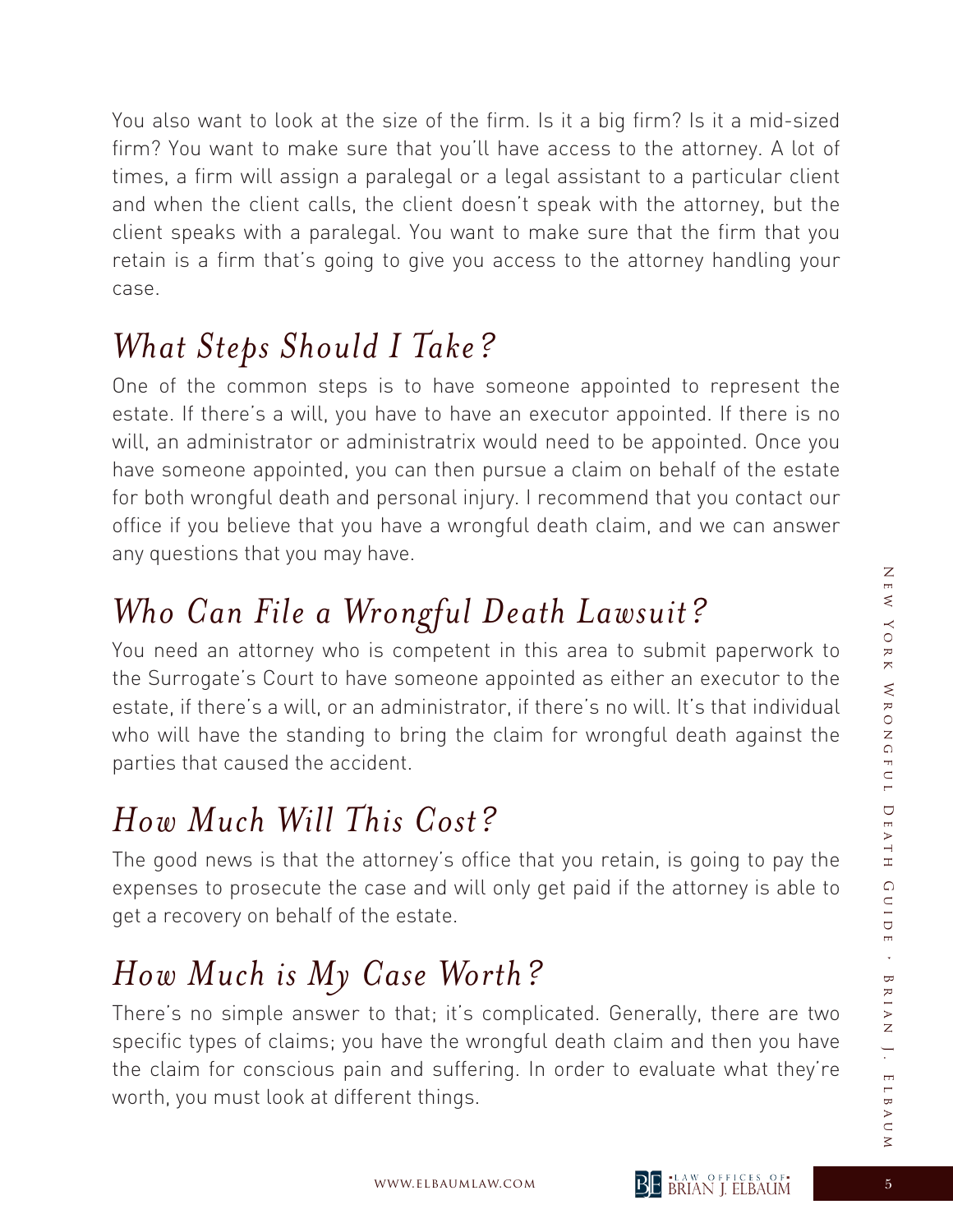You also want to look at the size of the firm. Is it a big firm? Is it a mid-sized firm? You want to make sure that you'll have access to the attorney. A lot of times, a firm will assign a paralegal or a legal assistant to a particular client and when the client calls, the client doesn't speak with the attorney, but the client speaks with a paralegal. You want to make sure that the firm that you retain is a firm that's going to give you access to the attorney handling your case.

## *What Steps Should I Take?*

One of the common steps is to have someone appointed to represent the estate. If there's a will, you have to have an executor appointed. If there is no will, an administrator or administratrix would need to be appointed. Once you have someone appointed, you can then pursue a claim on behalf of the estate for both wrongful death and personal injury. I recommend that you contact our office if you believe that you have a wrongful death claim, and we can answer any questions that you may have.

## *Who Can File a Wrongful Death Lawsuit?*

You need an attorney who is competent in this area to submit paperwork to the Surrogate's Court to have someone appointed as either an executor to the estate, if there's a will, or an administrator, if there's no will. It's that individual who will have the standing to bring the claim for wrongful death against the parties that caused the accident.

## *How Much Will This Cost?*

The good news is that the attorney's office that you retain, is going to pay the expenses to prosecute the case and will only get paid if the attorney is able to get a recovery on behalf of the estate.

## *How Much is My Case Worth?*

There's no simple answer to that; it's complicated. Generally, there are two specific types of claims; you have the wrongful death claim and then you have the claim for conscious pain and suffering. In order to evaluate what they're worth, you must look at different things.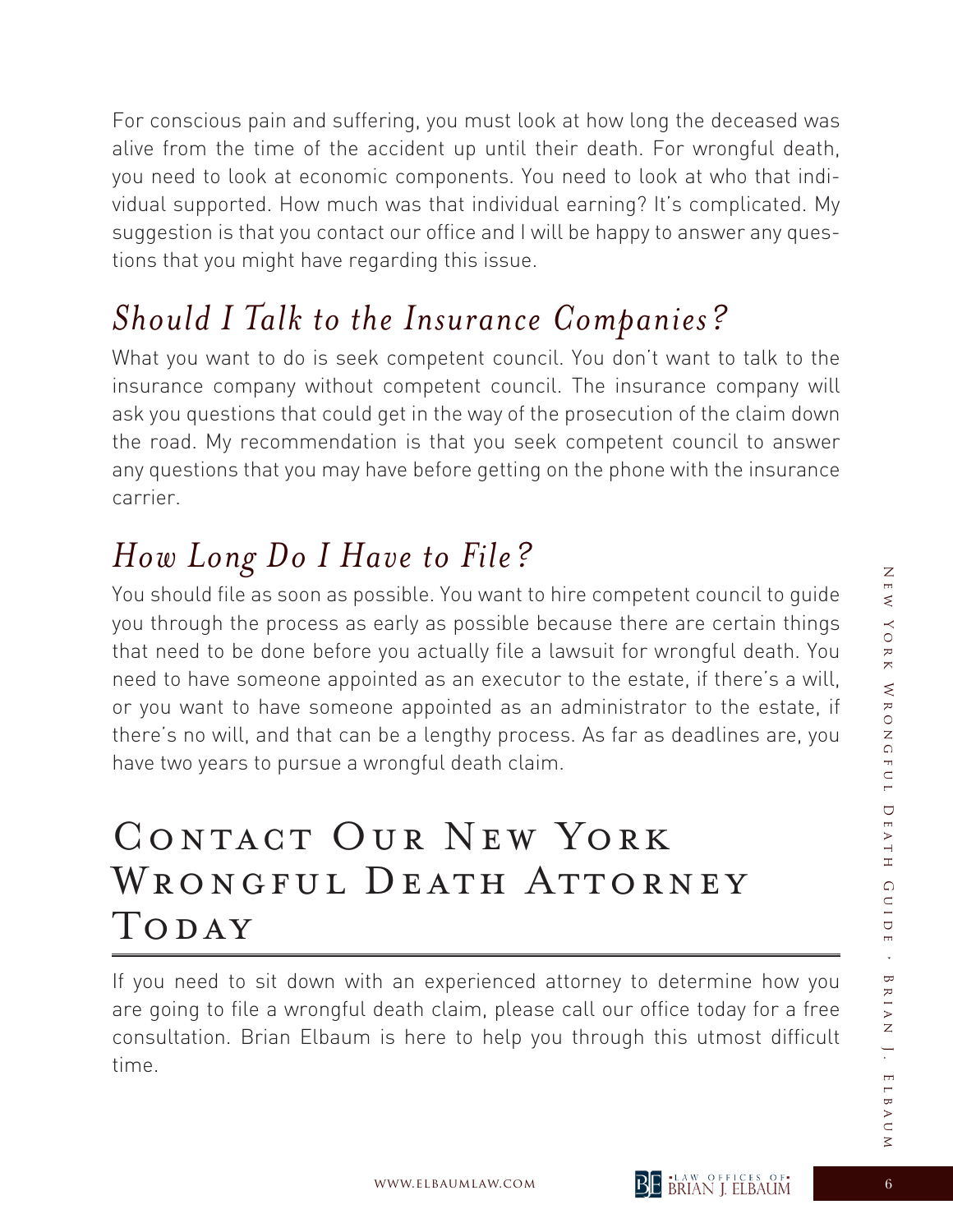For conscious pain and suffering, you must look at how long the deceased was alive from the time of the accident up until their death. For wrongful death, you need to look at economic components. You need to look at who that individual supported. How much was that individual earning? It's complicated. My suggestion is that you contact our office and I will be happy to answer any questions that you might have regarding this issue.

## *Should I Talk to the Insurance Companies?*

What you want to do is seek competent council. You don't want to talk to the insurance company without competent council. The insurance company will ask you questions that could get in the way of the prosecution of the claim down the road. My recommendation is that you seek competent council to answer any questions that you may have before getting on the phone with the insurance carrier.

## *How Long Do I Have to File?*

You should file as soon as possible. You want to hire competent council to guide you through the process as early as possible because there are certain things that need to be done before you actually file a lawsuit for wrongful death. You need to have someone appointed as an executor to the estate, if there's a will, or you want to have someone appointed as an administrator to the estate, if there's no will, and that can be a lengthy process. As far as deadlines are, you have two years to pursue a wrongful death claim.

# Contact Our New York Wrongful Death Attorney Today

If you need to sit down with an experienced attorney to determine how you are going to file a wrongful death claim, please call our office today for a free consultation. Brian Elbaum is here to help you through this utmost difficult time.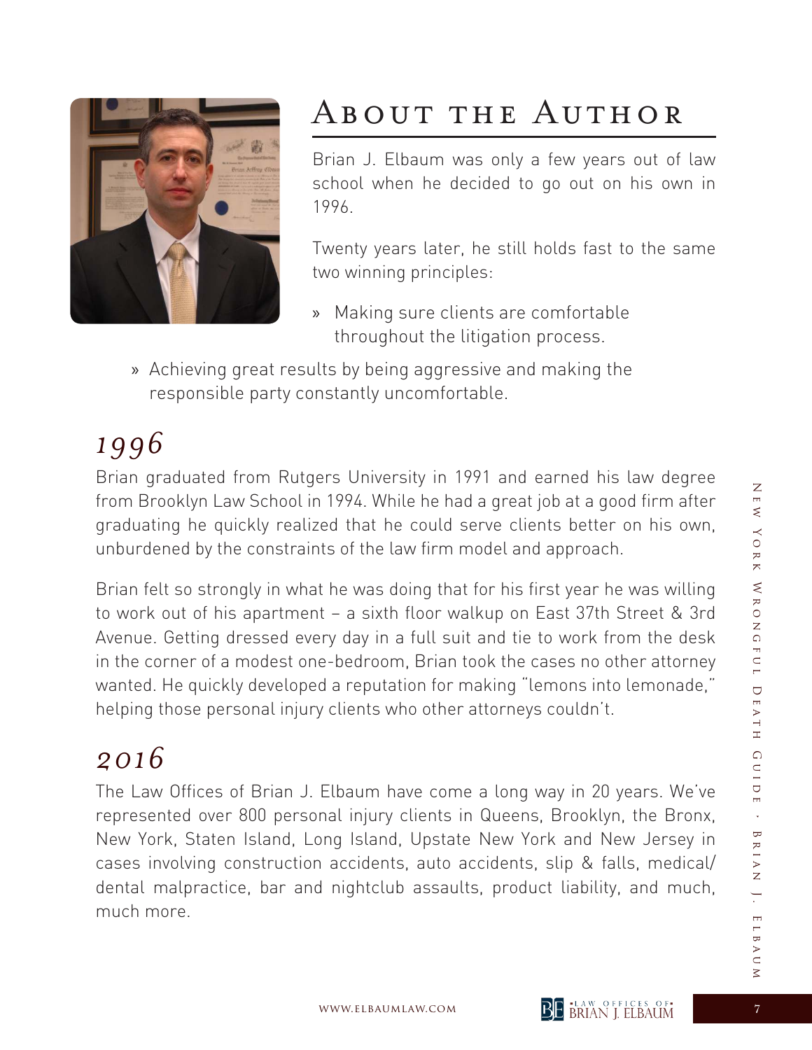# About the Author

Brian J. Elbaum was only a few years out of law school when he decided to go out on his own in 1996.

Twenty years later, he still holds fast to the same two winning principles:

» Making sure clients are comfortable throughout the litigation process.

» Achieving great results by being aggressive and making the responsible party constantly uncomfortable.

## *1996*

Brian graduated from Rutgers University in 1991 and earned his law degree from Brooklyn Law School in 1994. While he had a great job at a good firm after graduating he quickly realized that he could serve clients better on his own, unburdened by the constraints of the law firm model and approach.

Brian felt so strongly in what he was doing that for his first year he was willing to work out of his apartment – a sixth floor walkup on East 37th Street & 3rd Avenue. Getting dressed every day in a full suit and tie to work from the desk in the corner of a modest one-bedroom, Brian took the cases no other attorney wanted. He quickly developed a reputation for making "lemons into lemonade," helping those personal injury clients who other attorneys couldn't.

## *2016*

The Law Offices of Brian J. Elbaum have come a long way in 20 years. We've represented over 800 personal injury clients in Queens, Brooklyn, the Bronx, New York, Staten Island, Long Island, Upstate New York and New Jersey in cases involving construction accidents, auto accidents, slip & falls, medical/dental malpractice, bar and nightclub assaults, product liability, and much, much more.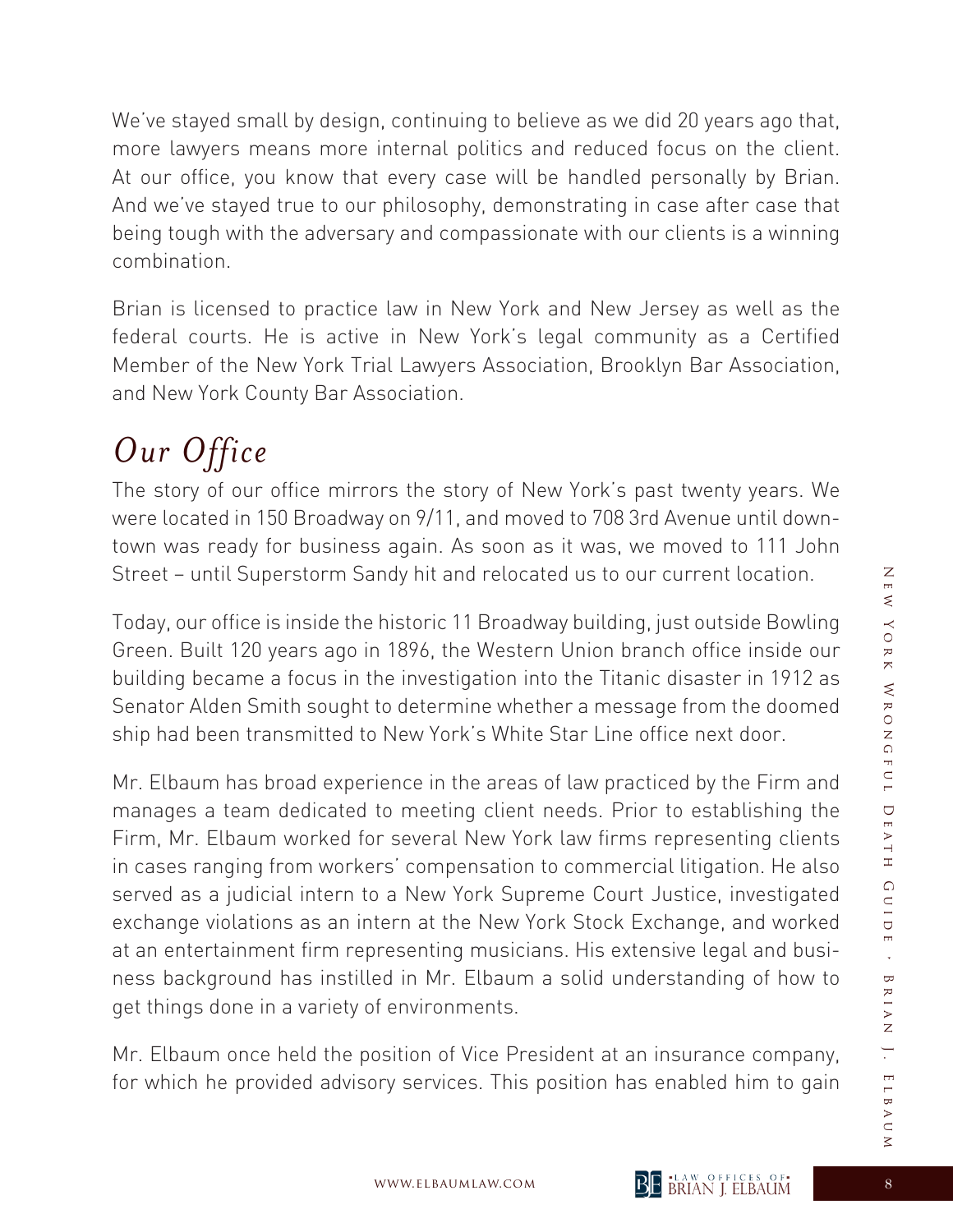We've stayed small by design, continuing to believe as we did 20 years ago that, more lawyers means more internal politics and reduced focus on the client. At our office, you know that every case will be handled personally by Brian. And we've stayed true to our philosophy, demonstrating in case after case that being tough with the adversary and compassionate with our clients is a winning combination.

Brian is licensed to practice law in New York and New Jersey as well as the federal courts. He is active in New York's legal community as a Certified Member of the New York Trial Lawyers Association, Brooklyn Bar Association, and New York County Bar Association.

## *Our Office*

The story of our office mirrors the story of New York's past twenty years. We were located in 150 Broadway on 9/11, and moved to 708 3rd Avenue until downtown was ready for business again. As soon as it was, we moved to 111 John Street – until Superstorm Sandy hit and relocated us to our current location.

Today, our office is inside the historic 11 Broadway building, just outside Bowling Green. Built 120 years ago in 1896, the Western Union branch office inside our building became a focus in the investigation into the Titanic disaster in 1912 as Senator Alden Smith sought to determine whether a message from the doomed ship had been transmitted to New York's White Star Line office next door.

Mr. Elbaum has broad experience in the areas of law practiced by the Firm and manages a team dedicated to meeting client needs. Prior to establishing the Firm, Mr. Elbaum worked for several New York law firms representing clients in cases ranging from workers' compensation to commercial litigation. He also served as a judicial intern to a New York Supreme Court Justice, investigated exchange violations as an intern at the New York Stock Exchange, and worked at an entertainment firm representing musicians. His extensive legal and business background has instilled in Mr. Elbaum a solid understanding of how to get things done in a variety of environments.

Mr. Elbaum once held the position of Vice President at an insurance company, for which he provided advisory services. This position has enabled him to gain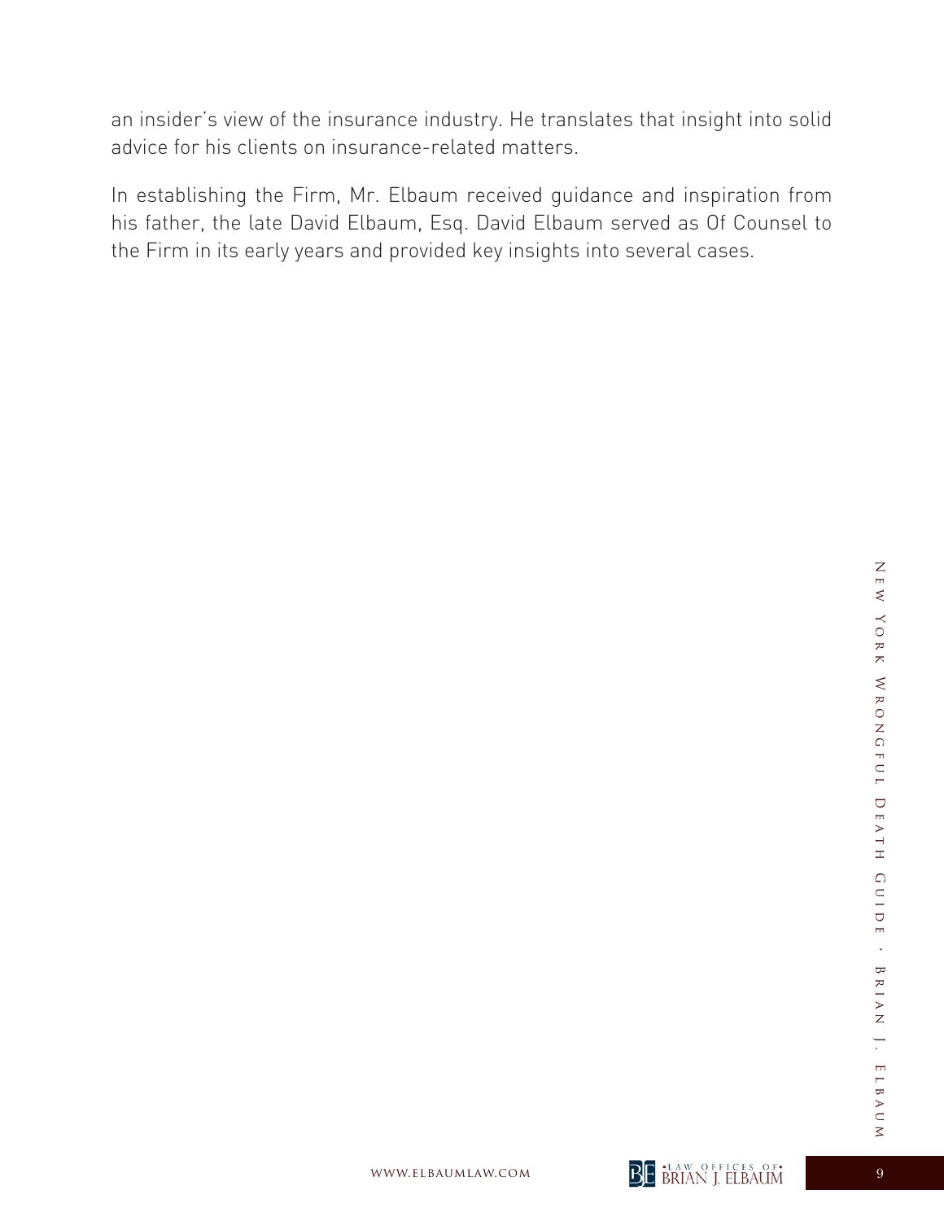an insider's view of the insurance industry. He translates that insight into solid advice for his clients on insurance-related matters.

In establishing the Firm, Mr. Elbaum received guidance and inspiration from his father, the late David Elbaum, Esq. David Elbaum served as Of Counsel to the Firm in its early years and provided key insights into several cases.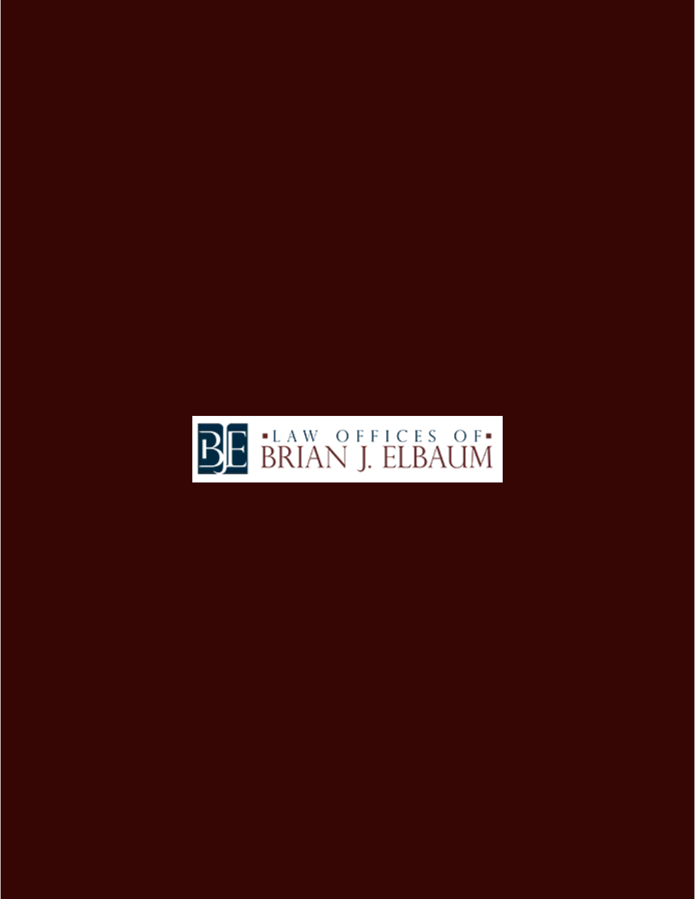BJE ▪LAW OFFICES OF▪ BRIAN J. ELBAUM